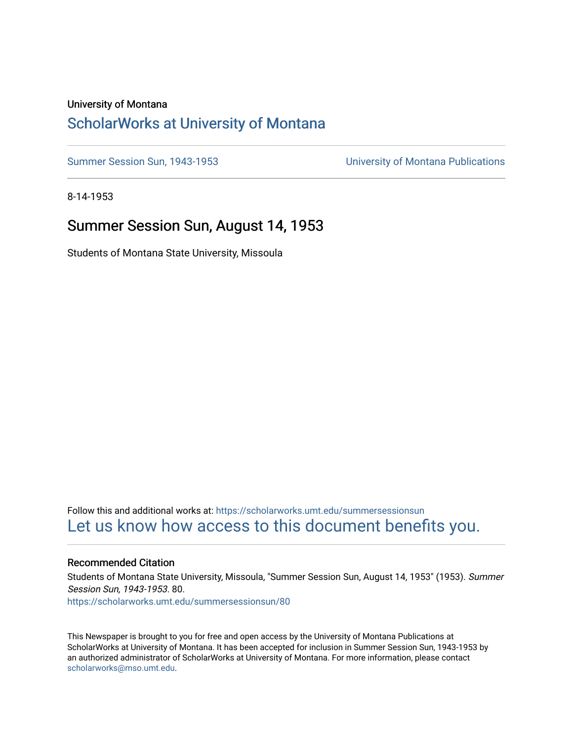University of Montana

# ScholarWorks at University of Montana

Summer Session Sun, 1943-1953 | University of Montana Publications

8-14-1953

## Summer Session Sun, August 14, 1953

Students of Montana State University, Missoula

Follow this and additional works at: https://scholarworks.umt.edu/summersessionsun

Let us know how access to this document benefits you.

### Recommended Citation

Students of Montana State University, Missoula, "Summer Session Sun, August 14, 1953" (1953). *Summer Session Sun, 1943-1953*. 80.
https://scholarworks.umt.edu/summersessionsun/80

This Newspaper is brought to you for free and open access by the University of Montana Publications at ScholarWorks at University of Montana. It has been accepted for inclusion in Summer Session Sun, 1943-1953 by an authorized administrator of ScholarWorks at University of Montana. For more information, please contact scholarworks@mso.umt.edu.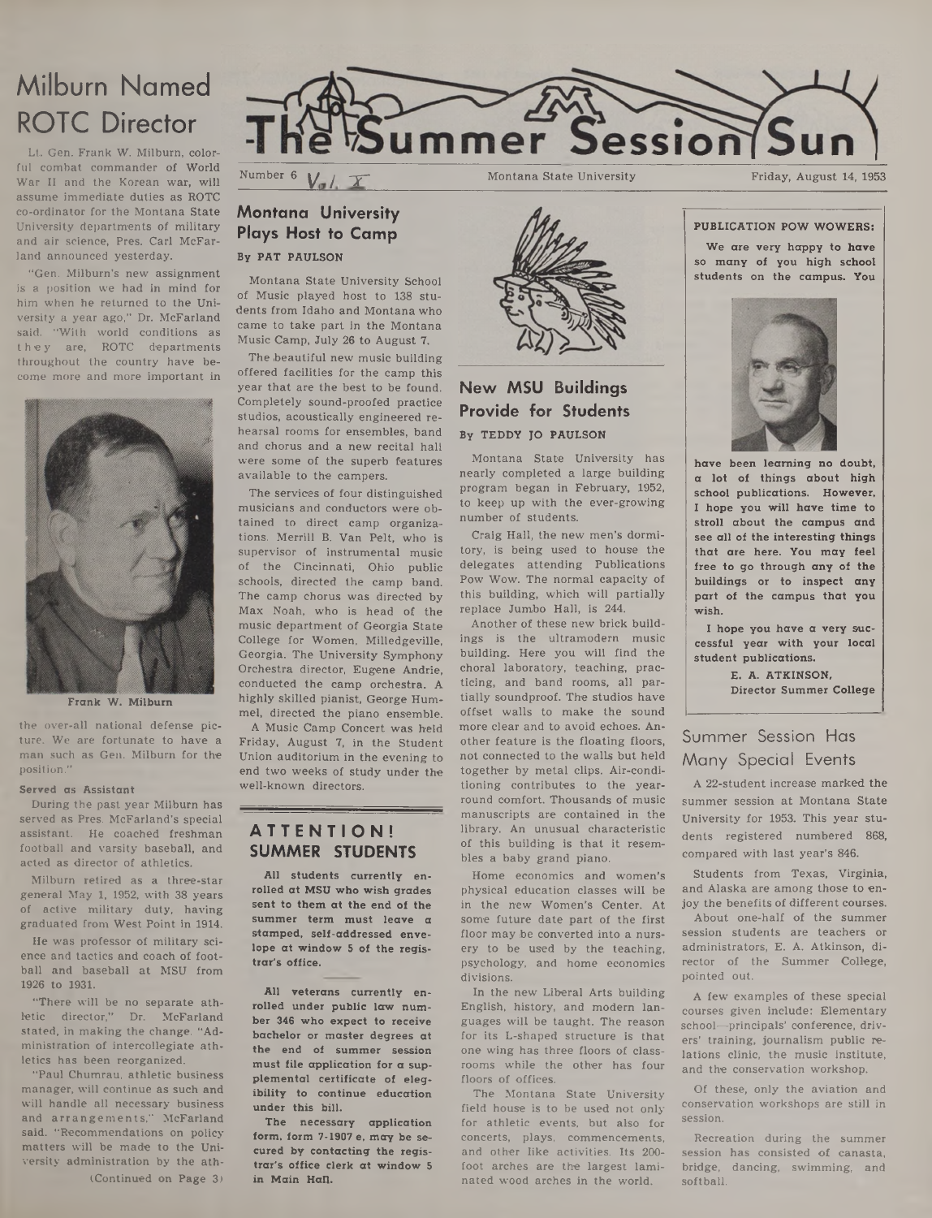# The Summer Session Sun

Number 6 Vol. X — Montana State University — Friday, August 14, 1953

## Milburn Named ROTC Director

Lt. Gen. Frank W. Milburn, colorful combat commander of World War II and the Korean war, will assume immediate duties as ROTC co-ordinator for the Montana State University departments of military and air science, Pres. Carl McFarland announced yesterday.

"Gen. Milburn's new assignment is a position we had in mind for him when he returned to the University a year ago," Dr. McFarland said. "With world conditions as they are, ROTC departments throughout the country have become more and more important in the over-all national defense picture. We are fortunate to have a man such as Gen. Milburn for the position."

Frank W. Milburn

### Served as Assistant

During the past year Milburn has served as Pres. McFarland's special assistant. He coached freshman football and varsity baseball, and acted as director of athletics.

Milburn retired as a three-star general May 1, 1952, with 38 years of active military duty, having graduated from West Point in 1914.

He was professor of military science and tactics and coach of football and baseball at MSU from 1926 to 1931.

"There will be no separate athletic director," Dr. McFarland stated, in making the change. "Administration of intercollegiate athletics has been reorganized.

"Paul Chumrau, athletic business manager, will continue as such and will handle all necessary business and arrangements," McFarland said. "Recommendations on policy matters will be made to the University administration by the ath-

(Continued on Page 3)

## Montana University Plays Host to Camp

**By PAT PAULSON**

Montana State University School of Music played host to 138 students from Idaho and Montana who came to take part in the Montana Music Camp, July 26 to August 7.

The beautiful new music building offered facilities for the camp this year that are the best to be found. Completely sound-proofed practice studios, acoustically engineered rehearsal rooms for ensembles, band and chorus and a new recital hall were some of the superb features available to the campers.

The services of four distinguished musicians and conductors were obtained to direct camp organizations. Merrill B. Van Pelt, who is supervisor of instrumental music of the Cincinnati, Ohio public schools, directed the camp band. The camp chorus was directed by Max Noah, who is head of the music department of Georgia State College for Women, Milledgeville, Georgia. The University Symphony Orchestra director, Eugene Andrie, conducted the camp orchestra. A highly skilled pianist, George Hummel, directed the piano ensemble.

A Music Camp Concert was held Friday, August 7, in the Student Union auditorium in the evening to end two weeks of study under the well-known directors.

## ATTENTION! SUMMER STUDENTS

**All students currently enrolled at MSU who wish grades sent to them at the end of the summer term must leave a stamped, self-addressed envelope at window 5 of the registrar's office.**

**All veterans currently enrolled under public law number 346 who expect to receive bachelor or master degrees at the end of summer session must file application for a supplemental certificate of elegibility to continue education under this bill.**

**The necessary application form, form 7-1907 e, may be secured by contacting the registrar's office clerk at window 5 in Main Hall.**

## New MSU Buildings Provide for Students

**By TEDDY JO PAULSON**

Montana State University has nearly completed a large building program began in February, 1952, to keep up with the ever-growing number of students.

Craig Hall, the new men's dormitory, is being used to house the delegates attending Publications Pow Wow. The normal capacity of this building, which will partially replace Jumbo Hall, is 244.

Another of these new brick buildings is the ultramodern music building. Here you will find the choral laboratory, teaching, practicing, and band rooms, all partially soundproof. The studios have offset walls to make the sound more clear and to avoid echoes. Another feature is the floating floors, not connected to the walls but held together by metal clips. Air-conditioning contributes to the year-round comfort. Thousands of music manuscripts are contained in the library. An unusual characteristic of this building is that it resembles a baby grand piano.

Home economics and women's physical education classes will be in the new Women's Center. At some future date part of the first floor may be converted into a nursery to be used by the teaching, psychology, and home economics divisions.

In the new Liberal Arts building English, history, and modern languages will be taught. The reason for its L-shaped structure is that one wing has three floors of classrooms while the other has four floors of offices.

The Montana State University field house is to be used not only for athletic events, but also for concerts, plays, commencements, and other like activities. Its 200-foot arches are the largest laminated wood arches in the world.

## PUBLICATION POW WOWERS:

**We are very happy to have so many of you high school students on the campus. You have been learning no doubt, a lot of things about high school publications. However, I hope you will have time to stroll about the campus and see all of the interesting things that are here. You may feel free to go through any of the buildings or to inspect any part of the campus that you wish.**

**I hope you have a very successful year with your local student publications.**

**E. A. ATKINSON,**
**Director Summer College**

## Summer Session Has Many Special Events

A 22-student increase marked the summer session at Montana State University for 1953. This year students registered numbered 868, compared with last year's 846.

Students from Texas, Virginia, and Alaska are among those to enjoy the benefits of different courses.

About one-half of the summer session students are teachers or administrators, E. A. Atkinson, director of the Summer College, pointed out.

A few examples of these special courses given include: Elementary school—principals' conference, drivers' training, journalism public relations clinic, the music institute, and the conservation workshop.

Of these, only the aviation and conservation workshops are still in session.

Recreation during the summer session has consisted of canasta, bridge, dancing, swimming, and softball.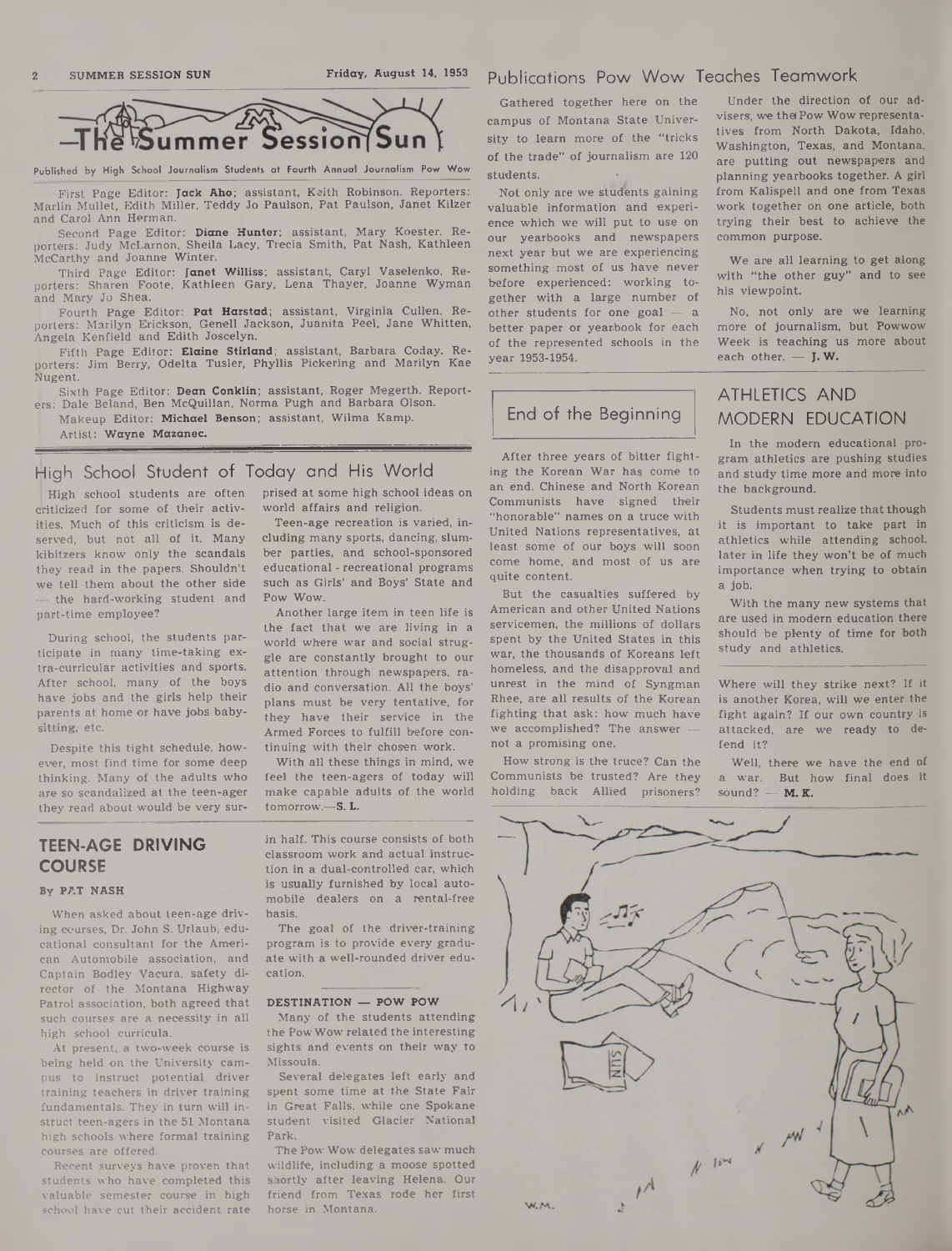# The Summer Session Sun

Published by High School Journalism Students at Fourth Annual Journalism Pow Wow

First Page Editor: **Jack Aho**; assistant, Keith Robinson. Reporters: Marlin Mullet, Edith Miller, Teddy Jo Paulson, Pat Paulson, Janet Kilzer and Carol Ann Herman.

Second Page Editor: **Diane Hunter**; assistant, Mary Koester. Reporters: Judy McLarnon, Sheila Lacy, Trecia Smith, Pat Nash, Kathleen McCarthy and Joanne Winter.

Third Page Editor: **Janet Williss**; assistant, Caryl Vaselenko. Reporters: Sharen Foote, Kathleen Gary, Lena Thayer, Joanne Wyman and Mary Jo Shea.

Fourth Page Editor: **Pat Harstad**; assistant, Virginia Cullen. Reporters: Marilyn Erickson, Genell Jackson, Juanita Peel, Jane Whitten, Angela Kenfield and Edith Joscelyn.

Fifth Page Editor: **Elaine Stirland**; assistant, Barbara Coday. Reporters: Jim Berry, Odelta Tusler, Phyllis Pickering and Marilyn Kae Nugent.

Sixth Page Editor: **Dean Conklin**; assistant, Roger Megerth. Reporters: Dale Beland, Ben McQuillan, Norma Pugh and Barbara Olson.

Makeup Editor: **Michael Benson**; assistant, Wilma Kamp.

Artist: **Wayne Mazanec.**

## High School Student of Today and His World

High school students are often criticized for some of their activities. Much of this criticism is deserved, but not all of it. Many kibitzers know only the scandals they read in the papers. Shouldn't we tell them about the other side — the hard-working student and part-time employee?

During school, the students participate in many time-taking extra-curricular activities and sports. After school, many of the boys have jobs and the girls help their parents at home or have jobs baby-sitting, etc.

Despite this tight schedule, however, most find time for some deep thinking. Many of the adults who are so scandalized at the teen-ager they read about would be very surprised at some high school ideas on world affairs and religion.

Teen-age recreation is varied, including many sports, dancing, slumber parties, and school-sponsored educational - recreational programs such as Girls' and Boys' State and Pow Wow.

Another large item in teen life is the fact that we are living in a world where war and social struggle are constantly brought to our attention through newspapers, radio and conversation. All the boys' plans must be very tentative, for they have their service in the Armed Forces to fulfill before continuing with their chosen work.

With all these things in mind, we feel the teen-agers of today will make capable adults of the world tomorrow.—**S. L.**

## TEEN-AGE DRIVING COURSE

By PAT NASH

When asked about teen-age driving courses, Dr. John S. Urlaub, educational consultant for the American Automobile association, and Captain Bodley Vacura, safety director of the Montana Highway Patrol association, both agreed that such courses are a necessity in all high school curricula.

At present, a two-week course is being held on the University campus to instruct potential driver training teachers in driver training fundamentals. They in turn will instruct teen-agers in the 51 Montana high schools where formal training courses are offered.

Recent surveys have proven that students who have completed this valuable semester course in high school have cut their accident rate in half. This course consists of both classroom work and actual instruction in a dual-controlled car, which is usually furnished by local automobile dealers on a rental-free basis.

The goal of the driver-training program is to provide every graduate with a well-rounded driver education.

### DESTINATION — POW WOW

Many of the students attending the Pow Wow related the interesting sights and events on their way to Missoula.

Several delegates left early and spent some time at the State Fair in Great Falls, while one Spokane student visited Glacier National Park.

The Pow Wow delegates saw much wildlife, including a moose spotted shortly after leaving Helena. Our friend from Texas rode her first horse in Montana.

## Publications Pow Wow Teaches Teamwork

Gathered together here on the campus of Montana State University to learn more of the "tricks of the trade" of journalism are 120 students.

Not only are we students gaining valuable information and experience which we will put to use on our yearbooks and newspapers next year but we are experiencing something most of us have never before experienced: working together with a large number of other students for one goal — a better paper or yearbook for each of the represented schools in the year 1953-1954.

Under the direction of our advisers, we the Pow Wow representatives from North Dakota, Idaho, Washington, Texas, and Montana, are putting out newspapers and planning yearbooks together. A girl from Kalispell and one from Texas work together on one article, both trying their best to achieve the common purpose.

We are all learning to get along with "the other guy" and to see his viewpoint.

No, not only are we learning more of journalism, but Powwow Week is teaching us more about each other. — **J. W.**

## End of the Beginning

After three years of bitter fighting the Korean War has come to an end. Chinese and North Korean Communists have signed their "honorable" names on a truce with United Nations representatives, at least some of our boys will soon come home, and most of us are quite content.

But the casualties suffered by American and other United Nations servicemen, the millions of dollars spent by the United States in this war, the thousands of Koreans left homeless, and the disapproval and unrest in the mind of Syngman Rhee, are all results of the Korean fighting that ask: how much have we accomplished? The answer — not a promising one.

How strong is the truce? Can the Communists be trusted? Are they holding back Allied prisoners? Where will they strike next? If it is another Korea, will we enter the fight again? If our own country is attacked, are we ready to defend it?

Well, there we have the end of a war. But how final does it sound? — **M. K.**

## ATHLETICS AND MODERN EDUCATION

In the modern educational program athletics are pushing studies and study time more and more into the background.

Students must realize that though it is important to take part in athletics while attending school, later in life they won't be of much importance when trying to obtain a job.

With the many new systems that are used in modern education there should be plenty of time for both study and athletics.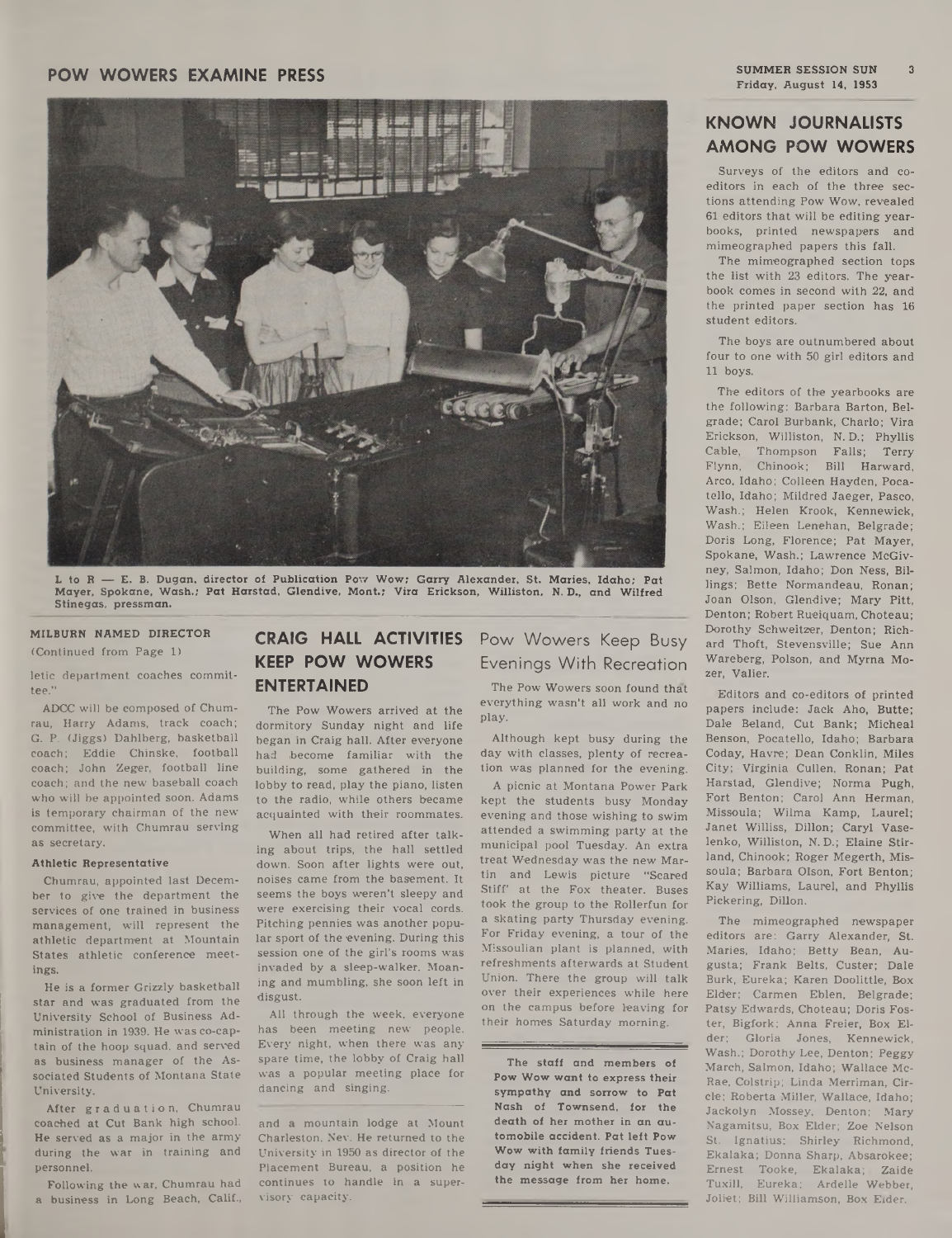# POW WOWERS EXAMINE PRESS

L to R — E. B. Dugan, director of Publication Pow Wow; Garry Alexander, St. Maries, Idaho; Pat Mayer, Spokane, Wash.; Pat Harstad, Glendive, Mont.; Vira Erickson, Williston, N. D., and Wilfred Stinegas, pressman.

## MILBURN NAMED DIRECTOR

(Continued from Page 1)

letic department coaches committee."

ADCC will be composed of Chumrau, Harry Adams, track coach; G. P. (Jiggs) Dahlberg, basketball coach; Eddie Chinske, football coach; John Zeger, football line coach; and the new baseball coach who will be appointed soon. Adams is temporary chairman of the new committee, with Chumrau serving as secretary.

### Athletic Representative

Chumrau, appointed last December to give the department the services of one trained in business management, will represent the athletic department at Mountain States athletic conference meetings.

He is a former Grizzly basketball star and was graduated from the University School of Business Administration in 1939. He was co-captain of the hoop squad, and served as business manager of the Associated Students of Montana State University.

After graduation, Chumrau coached at Cut Bank high school. He served as a major in the army during the war in training and personnel.

Following the war, Chumrau had a business in Long Beach, Calif., and a mountain lodge at Mount Charleston, Nev. He returned to the University in 1950 as director of the Placement Bureau, a position he continues to handle in a supervisory capacity.

## CRAIG HALL ACTIVITIES KEEP POW WOWERS ENTERTAINED

The Pow Wowers arrived at the dormitory Sunday night and life began in Craig hall. After everyone had become familiar with the building, some gathered in the lobby to read, play the piano, listen to the radio, while others became acquainted with their roommates.

When all had retired after talking about trips, the hall settled down. Soon after lights were out, noises came from the basement. It seems the boys weren't sleepy and were exercising their vocal cords. Pitching pennies was another popular sport of the evening. During this session one of the girl's rooms was invaded by a sleep-walker. Moaning and mumbling, she soon left in disgust.

All through the week, everyone has been meeting new people. Every night, when there was any spare time, the lobby of Craig hall was a popular meeting place for dancing and singing.

## Pow Wowers Keep Busy Evenings With Recreation

The Pow Wowers soon found that everything wasn't all work and no play.

Although kept busy during the day with classes, plenty of recreation was planned for the evening.

A picnic at Montana Power Park kept the students busy Monday evening and those wishing to swim attended a swimming party at the municipal pool Tuesday. An extra treat Wednesday was the new Martin and Lewis picture "Scared Stiff" at the Fox theater. Buses took the group to the Rollerfun for a skating party Thursday evening. For Friday evening, a tour of the Missoulian plant is planned, with refreshments afterwards at Student Union. There the group will talk over their experiences while here on the campus before leaving for their homes Saturday morning.

**The staff and members of Pow Wow want to express their sympathy and sorrow to Pat Nash of Townsend, for the death of her mother in an automobile accident. Pat left Pow Wow with family friends Tuesday night when she received the message from her home.**

## KNOWN JOURNALISTS AMONG POW WOWERS

Surveys of the editors and co-editors in each of the three sections attending Pow Wow, revealed 61 editors that will be editing yearbooks, printed newspapers and mimeographed papers this fall.

The mimeographed section tops the list with 23 editors. The yearbook comes in second with 22, and the printed paper section has 16 student editors.

The boys are outnumbered about four to one with 50 girl editors and 11 boys.

The editors of the yearbooks are the following: Barbara Barton, Belgrade; Carol Burbank, Charlo; Vira Erickson, Williston, N. D.; Phyllis Cable, Thompson Falls; Terry Flynn, Chinook; Bill Harward, Arco, Idaho; Colleen Hayden, Pocatello, Idaho; Mildred Jaeger, Pasco, Wash.; Helen Krook, Kennewick, Wash.; Eileen Lenehan, Belgrade; Doris Long, Florence; Pat Mayer, Spokane, Wash.; Lawrence McGivney, Salmon, Idaho; Don Ness, Billings; Bette Normandeau, Ronan; Joan Olson, Glendive; Mary Pitt, Denton; Robert Rueiquam, Choteau; Dorothy Schweitzer, Denton; Richard Thoft, Stevensville; Sue Ann Wareberg, Polson, and Myrna Mozer, Valier.

Editors and co-editors of printed papers include: Jack Aho, Butte; Dale Beland, Cut Bank; Micheal Benson, Pocatello, Idaho; Barbara Coday, Havre; Dean Conklin, Miles City; Virginia Cullen, Ronan; Pat Harstad, Glendive; Norma Pugh, Fort Benton; Carol Ann Herman, Missoula; Wilma Kamp, Laurel; Janet Williss, Dillon; Caryl Vaselenko, Williston, N. D.; Elaine Stirland, Chinook; Roger Megerth, Missoula; Barbara Olson, Fort Benton; Kay Williams, Laurel, and Phyllis Pickering, Dillon.

The mimeographed newspaper editors are: Garry Alexander, St. Maries, Idaho; Betty Bean, Augusta; Frank Belts, Custer; Dale Burk, Eureka; Karen Doolittle, Box Elder; Carmen Eblen, Belgrade; Patsy Edwards, Choteau; Doris Foster, Bigfork; Anna Freier, Box Elder; Gloria Jones, Kennewick, Wash.; Dorothy Lee, Denton; Peggy March, Salmon, Idaho; Wallace McRae, Colstrip; Linda Merriman, Circle; Roberta Miller, Wallace, Idaho; Jackolyn Mossey, Denton; Mary Nagamitsu, Box Elder; Zoe Nelson St. Ignatius; Shirley Richmond, Ekalaka; Donna Sharp, Absarokee; Ernest Tooke, Ekalaka; Zaide Tuxill, Eureka; Ardelle Webber, Joliet; Bill Williamson, Box Elder.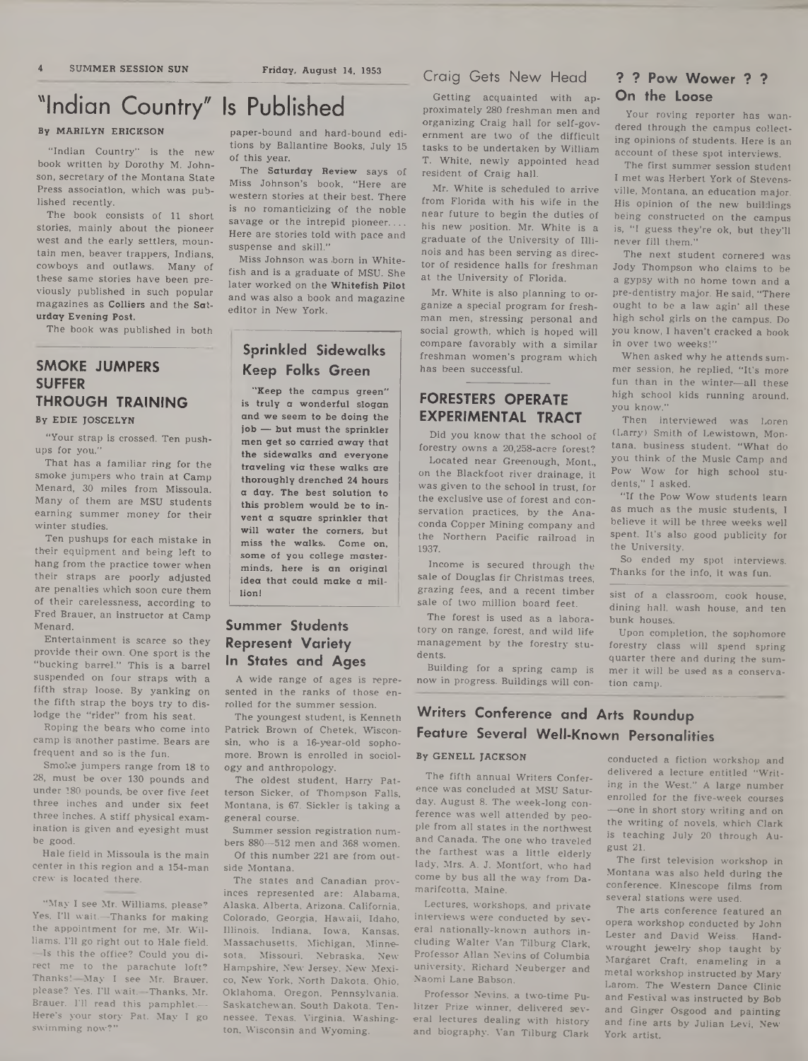# "Indian Country" Is Published

**By MARILYN ERICKSON**

"Indian Country" is the new book written by Dorothy M. Johnson, secretary of the Montana State Press association, which was published recently.

The book consists of 11 short stories, mainly about the pioneer west and the early settlers, mountain men, beaver trappers, Indians, cowboys and outlaws. Many of these same stories have been previously published in such popular magazines as **Colliers** and the **Saturday Evening Post.**

The book was published in both paper-bound and hard-bound editions by Ballantine Books, July 15 of this year.

The **Saturday Review** says of Miss Johnson's book, "Here are western stories at their best. There is no romanticizing of the noble savage or the intrepid pioneer. . . . Here are stories told with pace and suspense and skill."

Miss Johnson was born in Whitefish and is a graduate of MSU. She later worked on the **Whitefish Pilot** and was also a book and magazine editor in New York.

## SMOKE JUMPERS SUFFER THROUGH TRAINING

**By EDIE JOSCELYN**

"Your strap is crossed. Ten pushups for you."

That has a familiar ring for the smoke jumpers who train at Camp Menard, 30 miles from Missoula. Many of them are MSU students earning summer money for their winter studies.

Ten pushups for each mistake in their equipment and being left to hang from the practice tower when their straps are poorly adjusted are penalties which soon cure them of their carelessness, according to Fred Brauer, an instructor at Camp Menard.

Entertainment is scarce so they provide their own. One sport is the "bucking barrel." This is a barrel suspended on four straps with a fifth strap loose. By yanking on the fifth strap the boys try to dislodge the "rider" from his seat.

Roping the bears who come into camp is another pastime. Bears are frequent and so is the fun.

Smoke jumpers range from 18 to 28, must be over 130 pounds and under 180 pounds, be over five feet three inches and under six feet three inches. A stiff physical examination is given and eyesight must be good.

Hale field in Missoula is the main center in this region and a 154-man crew is located there.

"May I see Mr. Williams, please? Yes, I'll wait.—Thanks for making the appointment for me, Mr. Williams. I'll go right out to Hale field. —Is this the office? Could you direct me to the parachute loft? Thanks!—May I see Mr. Brauer, please? Yes, I'll wait.—Thanks, Mr. Brauer. I'll read this pamphlet.—Here's your story Pat. May I go swimming now?"

## Sprinkled Sidewalks Keep Folks Green

**"Keep the campus green" is truly a wonderful slogan and we seem to be doing the job — but must the sprinkler men get so carried away that the sidewalks and everyone traveling via these walks are thoroughly drenched 24 hours a day. The best solution to this problem would be to invent a square sprinkler that will water the corners, but miss the walks. Come on, some of you college masterminds, here is an original idea that could make a million!**

## Summer Students Represent Variety In States and Ages

A wide range of ages is represented in the ranks of those enrolled for the summer session.

The youngest student, is Kenneth Patrick Brown of Chetek, Wisconsin, who is a 16-year-old sophomore. Brown is enrolled in sociology and anthropology.

The oldest student, Harry Patterson Sicker, of Thompson Falls, Montana, is 67. Sickler is taking a general course.

Summer session registration numbers 880—512 men and 368 women.

Of this number 221 are from outside Montana.

The states and Canadian provinces represented are: Alabama, Alaska, Alberta, Arizona, California, Colorado, Georgia, Hawaii, Idaho, Illinois, Indiana, Iowa, Kansas, Massachusetts, Michigan, Minnesota, Missouri, Nebraska, New Hampshire, New Jersey, New Mexico, New York, North Dakota, Ohio, Oklahoma, Oregon, Pennsylvania, Saskatchewan, South Dakota, Tennessee, Texas, Virginia, Washington, Wisconsin and Wyoming.

## Craig Gets New Head

Getting acquainted with approximately 280 freshman men and organizing Craig hall for self-government are two of the difficult tasks to be undertaken by William T. White, newly appointed head resident of Craig hall.

Mr. White is scheduled to arrive from Florida with his wife in the near future to begin the duties of his new position. Mr. White is a graduate of the University of Illinois and has been serving as director of residence halls for freshman at the University of Florida.

Mr. White is also planning to organize a special program for freshman men, stressing personal and social growth, which is hoped will compare favorably with a similar freshman women's program which has been successful.

## FORESTERS OPERATE EXPERIMENTAL TRACT

Did you know that the school of forestry owns a 20,258-acre forest?

Located near Greenough, Mont., on the Blackfoot river drainage, it was given to the school in trust, for the exclusive use of forest and conservation practices, by the Anaconda Copper Mining company and the Northern Pacific railroad in 1937.

Income is secured through the sale of Douglas fir Christmas trees, grazing fees, and a recent timber sale of two million board feet.

The forest is used as a laboratory on range, forest, and wild life management by the forestry students.

Building for a spring camp is now in progress. Buildings will consist of a classroom, cook house, dining hall, wash house, and ten bunk houses.

Upon completion, the sophomore forestry class will spend spring quarter there and during the summer it will be used as a conservation camp.

## ? ? Pow Wower ? ? On the Loose

Your roving reporter has wandered through the campus collecting opinions of students. Here is an account of these spot interviews.

The first summer session student I met was Herbert York of Stevensville, Montana, an education major. His opinion of the new buildings being constructed on the campus is, "I guess they're ok, but they'll never fill them."

The next student cornered was Jody Thompson who claims to be a gypsy with no home town and a pre-dentistry major. He said, "There ought to be a law agin' all these high schol girls on the campus. Do you know, I haven't cracked a book in over two weeks!"

When asked why he attends summer session, he replied, "It's more fun than in the winter—all these high school kids running around, you know."

Then interviewed was Loren (Larry) Smith of Lewistown, Montana, business student. "What do you think of the Music Camp and Pow Wow for high school students," I asked.

"If the Pow Wow students learn as much as the music students, I believe it will be three weeks well spent. It's also good publicity for the University.

So ended my spot interviews. Thanks for the info, it was fun.

## Writers Conference and Arts Roundup Feature Several Well-Known Personalities

**By GENELL JACKSON**

The fifth annual Writers Conference was concluded at MSU Saturday, August 8. The week-long conference was well attended by people from all states in the northwest and Canada. The one who traveled the farthest was a little elderly lady, Mrs. A. J. Montfort, who had come by bus all the way from Damarifcotta, Maine.

Lectures, workshops, and private interviews were conducted by several nationally-known authors including Walter Van Tilburg Clark, Professor Allan Nevins of Columbia university, Richard Neuberger and Naomi Lane Babson.

Professor Nevins, a two-time Pulitzer Prize winner, delivered several lectures dealing with history and biography. Van Tilburg Clark conducted a fiction workshop and delivered a lecture entitled "Writing in the West." A large number enrolled for the five-week courses —one in short story writing and on the writing of novels, which Clark is teaching July 20 through August 21.

The first television workshop in Montana was also held during the conference. Kinescope films from several stations were used.

The arts conference featured an opera workshop conducted by John Lester and David Weiss. Handwrought jewelry shop taught by Margaret Craft, enameling in a metal workshop instructed by Mary Larom. The Western Dance Clinic and Festival was instructed by Bob and Ginger Osgood and painting and fine arts by Julian Levi, New York artist.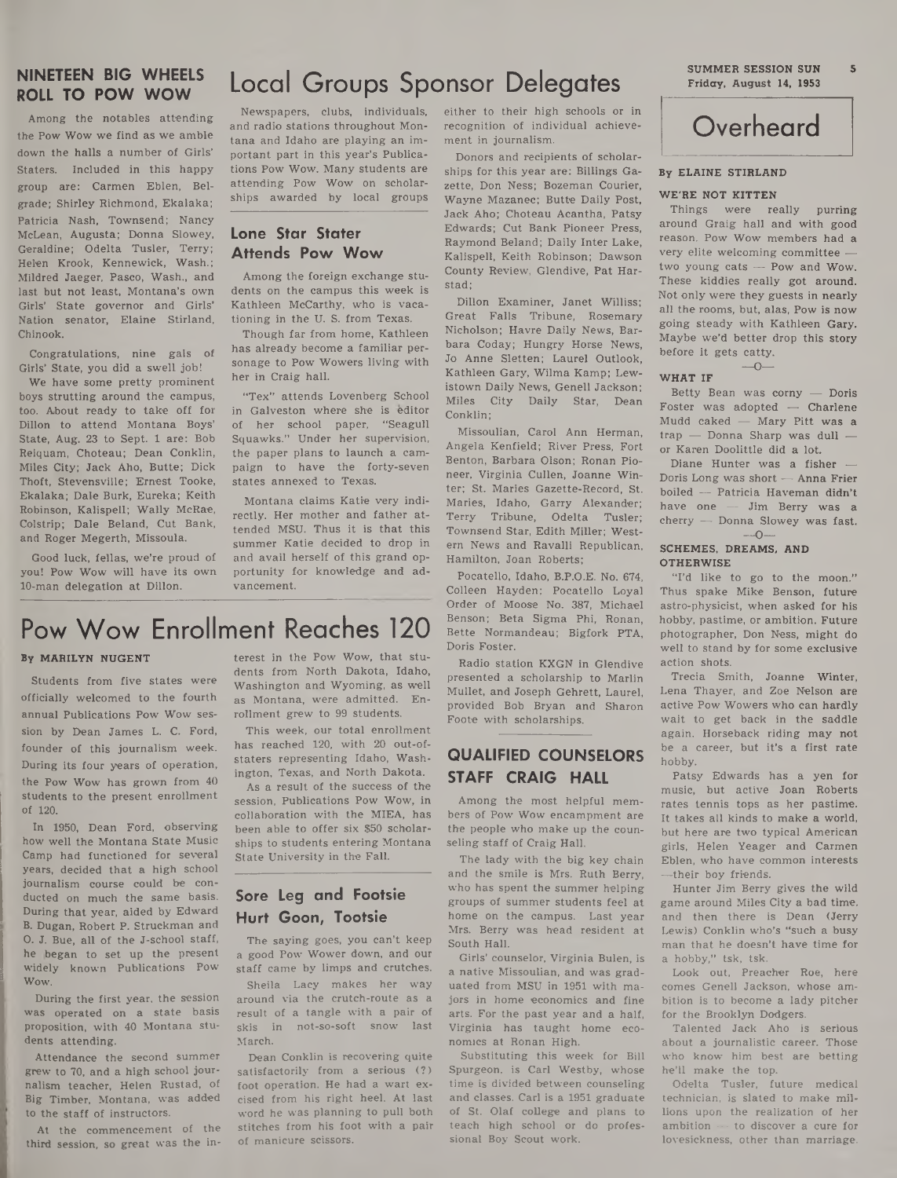## NINETEEN BIG WHEELS ROLL TO POW WOW

Among the notables attending the Pow Wow we find as we amble down the halls a number of Girls' Staters. Included in this happy group are: Carmen Eblen, Belgrade; Shirley Richmond, Ekalaka; Patricia Nash, Townsend; Nancy McLean, Augusta; Donna Slowey, Geraldine; Odelta Tusler, Terry; Helen Krook, Kennewick, Wash.; Mildred Jaeger, Pasco, Wash., and last but not least, Montana's own Girls' State governor and Girls' Nation senator, Elaine Stirland, Chinook.

Congratulations, nine gals of Girls' State, you did a swell job!

We have some pretty prominent boys strutting around the campus, too. About ready to take off for Dillon to attend Montana Boys' State, Aug. 23 to Sept. 1 are: Bob Reiquam, Choteau; Dean Conklin, Miles City; Jack Aho, Butte; Dick Thoft, Stevensville; Ernest Tooke, Ekalaka; Dale Burk, Eureka; Keith Robinson, Kalispell; Wally McRae, Colstrip; Dale Beland, Cut Bank, and Roger Megerth, Missoula.

Good luck, fellas, we're proud of you! Pow Wow will have its own 10-man delegation at Dillon.

# Local Groups Sponsor Delegates

Newspapers, clubs, individuals, and radio stations throughout Montana and Idaho are playing an important part in this year's Publications Pow Wow. Many students are attending Pow Wow on scholarships awarded by local groups either to their high schools or in recognition of individual achievement in journalism.

Donors and recipients of scholarships for this year are: Billings Gazette, Don Ness; Bozeman Courier, Wayne Mazanec; Butte Daily Post, Jack Aho; Choteau Acantha, Patsy Edwards; Cut Bank Pioneer Press, Raymond Beland; Daily Inter Lake, Kalispell, Keith Robinson; Dawson County Review, Glendive, Pat Harstad;

Dillon Examiner, Janet Williss; Great Falls Tribune, Rosemary Nicholson; Havre Daily News, Barbara Coday; Hungry Horse News, Jo Anne Sletten; Laurel Outlook, Kathleen Gary, Wilma Kamp; Lewistown Daily News, Genell Jackson; Miles City Daily Star, Dean Conklin;

Missoulian, Carol Ann Herman, Angela Kenfield; River Press, Fort Benton, Barbara Olson; Ronan Pioneer, Virginia Cullen, Joanne Winter; St. Maries Gazette-Record, St. Maries, Idaho, Garry Alexander; Terry Tribune, Odelta Tusler; Townsend Star, Edith Miller; Western News and Ravalli Republican, Hamilton, Joan Roberts;

Pocatello, Idaho, B.P.O.E. No. 674, Colleen Hayden; Pocatello Loyal Order of Moose No. 387, Michael Benson; Beta Sigma Phi, Ronan, Bette Normandeau; Bigfork PTA, Doris Foster.

Radio station KXGN in Glendive presented a scholarship to Marlin Mullet, and Joseph Gehrett, Laurel, provided Bob Bryan and Sharon Foote with scholarships.

## Lone Star Stater Attends Pow Wow

Among the foreign exchange students on the campus this week is Kathleen McCarthy, who is vacationing in the U. S. from Texas.

Though far from home, Kathleen has already become a familiar personage to Pow Wowers living with her in Craig hall.

"Tex" attends Lovenberg School in Galveston where she is editor of her school paper, "Seagull Squawks." Under her supervision, the paper plans to launch a campaign to have the forty-seven states annexed to Texas.

Montana claims Katie very indirectly. Her mother and father attended MSU. Thus it is that this summer Katie decided to drop in and avail herself of this grand opportunity for knowledge and advancement.

# Pow Wow Enrollment Reaches 120

**By MARILYN NUGENT**

Students from five states were officially welcomed to the fourth annual Publications Pow Wow session by Dean James L. C. Ford, founder of this journalism week. During its four years of operation, the Pow Wow has grown from 40 students to the present enrollment of 120.

In 1950, Dean Ford, observing how well the Montana State Music Camp had functioned for several years, decided that a high school journalism course could be conducted on much the same basis. During that year, aided by Edward B. Dugan, Robert P. Struckman and O. J. Bue, all of the J-school staff, he began to set up the present widely known Publications Pow Wow.

During the first year, the session was operated on a state basis proposition, with 40 Montana students attending.

Attendance the second summer grew to 70, and a high school journalism teacher, Helen Rustad, of Big Timber, Montana, was added to the staff of instructors.

At the commencement of the third session, so great was the interest in the Pow Wow, that students from North Dakota, Idaho, Washington and Wyoming, as well as Montana, were admitted. Enrollment grew to 99 students.

This week, our total enrollment has reached 120, with 20 out-of-staters representing Idaho, Washington, Texas, and North Dakota.

As a result of the success of the session, Publications Pow Wow, in collaboration with the MIEA, has been able to offer six $50 scholarships to students entering Montana State University in the Fall.

## Sore Leg and Footsie Hurt Goon, Tootsie

The saying goes, you can't keep a good Pow Wower down, and our staff came by limps and crutches.

Sheila Lacy makes her way around via the crutch-route as a result of a tangle with a pair of skis in not-so-soft snow last March.

Dean Conklin is recovering quite satisfactorily from a serious (?) foot operation. He had a wart excised from his right heel. At last word he was planning to pull both stitches from his foot with a pair of manicure scissors.

## QUALIFIED COUNSELORS STAFF CRAIG HALL

Among the most helpful members of Pow Wow encampment are the people who make up the counseling staff of Craig Hall.

The lady with the big key chain and the smile is Mrs. Ruth Berry, who has spent the summer helping groups of summer students feel at home on the campus. Last year Mrs. Berry was head resident at South Hall.

Girls' counselor, Virginia Bulen, is a native Missoulian, and was graduated from MSU in 1951 with majors in home economics and fine arts. For the past year and a half, Virginia has taught home economics at Ronan High.

Substituting this week for Bill Spurgeon, is Carl Westby, whose time is divided between counseling and classes. Carl is a 1951 graduate of St. Olaf college and plans to teach high school or do professional Boy Scout work.

# Overheard

**By ELAINE STIRLAND**

### WE'RE NOT KITTEN

Things were really purring around Graig hall and with good reason. Pow Wow members had a very elite welcoming committee — two young cats — Pow and Wow. These kiddies really got around. Not only were they guests in nearly all the rooms, but, alas, Pow is now going steady with Kathleen Gary. Maybe we'd better drop this story before it gets catty.

—0—

### WHAT IF

Betty Bean was corny — Doris Foster was adopted — Charlene Mudd caked — Mary Pitt was a trap — Donna Sharp was dull — or Karen Doolittle did a lot.

Diane Hunter was a fisher — Doris Long was short — Anna Frier boiled — Patricia Haveman didn't have one — Jim Berry was a cherry — Donna Slowey was fast.

—0—

### SCHEMES, DREAMS, AND OTHERWISE

"I'd like to go to the moon." Thus spake Mike Benson, future astro-physicist, when asked for his hobby, pastime, or ambition. Future photographer, Don Ness, might do well to stand by for some exclusive action shots.

Trecia Smith, Joanne Winter, Lena Thayer, and Zoe Nelson are active Pow Wowers who can hardly wait to get back in the saddle again. Horseback riding may not be a career, but it's a first rate hobby.

Patsy Edwards has a yen for music, but active Joan Roberts rates tennis tops as her pastime. It takes all kinds to make a world, but here are two typical American girls, Helen Yeager and Carmen Eblen, who have common interests —their boy friends.

Hunter Jim Berry gives the wild game around Miles City a bad time, and then there is Dean (Jerry Lewis) Conklin who's "such a busy man that he doesn't have time for a hobby," tsk, tsk.

Look out, Preacher Roe, here comes Genell Jackson, whose ambition is to become a lady pitcher for the Brooklyn Dodgers.

Talented Jack Aho is serious about a journalistic career. Those who know him best are betting he'll make the top.

Odelta Tusler, future medical technician, is slated to make millions upon the realization of her ambition — to discover a cure for lovesickness, other than marriage.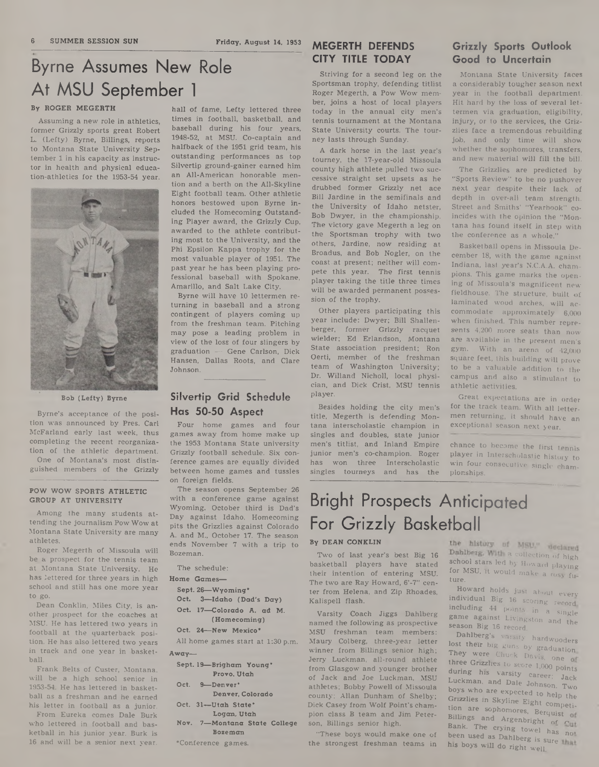# Byrne Assumes New Role At MSU September 1

By ROGER MEGERTH

Assuming a new role in athletics, former Grizzly sports great Robert L. (Lefty) Byrne, Billings, reports to Montana State University September 1 in his capacity as instructor in health and physical education-athletics for the 1953-54 year.

Bob (Lefty) Byrne

Byrne's acceptance of the position was announced by Pres. Carl McFarland early last week, thus completing the recent reorganization of the athletic department.

One of Montana's most distinguished members of the Grizzly hall of fame, Lefty lettered three times in football, basketball, and baseball during his four years, 1948-52, at MSU. Co-captain and halfback of the 1951 grid team, his outstanding performances as top Silvertip ground-gainer earned him an All-American honorable mention and a berth on the All-Skyline Eight football team. Other athletic honors bestowed upon Byrne included the Homecoming Outstanding Player award, the Grizzly Cup, awarded to the athlete contributing most to the University, and the Phi Epsilon Kappa trophy for the most valuable player of 1951. The past year he has been playing professional baseball with Spokane, Amarillo, and Salt Lake City.

Byrne will have 10 lettermen returning in baseball and a strong contingent of players coming up from the freshman team. Pitching may pose a leading problem in view of the loss of four slingers by graduation — Gene Carlson, Dick Hansen, Dallas Roots, and Clare Johnson.

### POW WOW SPORTS ATHLETIC GROUP AT UNIVERSITY

Among the many students attending the journalism Pow Wow at Montana State University are many athletes.

Roger Megerth of Missoula will be a prospect for the tennis team at Montana State University. He has lettered for three years in high school and still has one more year to go.

Dean Conklin, Miles City, is another prospect for the coaches at MSU. He has lettered two years in football at the quarterback position. He has also lettered two years in track and one year in basketball.

Frank Belts of Custer, Montana, will be a high school senior in 1953-54. He has lettered in basketball as a freshman and he earned his letter in football as a junior.

From Eureka comes Dale Burk who lettered in football and basketball in his junior year. Burk is 16 and will be a senior next year.

## Silvertip Grid Schedule Has 50-50 Aspect

Four home games and four games away from home make up the 1953 Montana State university Grizzly football schedule. Six conference games are equally divided between home games and tussles on foreign fields.

The season opens September 26 with a conference game against Wyoming. October third is Dad's Day against Idaho. Homecoming pits the Grizzlies against Colorado A. and M., October 17. The season ends November 7 with a trip to Bozeman.

The schedule:

**Home Games—**

- Sept. 26—Wyoming*
- Oct. 3—Idaho (Dad's Day)
- Oct. 17—Colorado A. ad M. (Homecoming)
- Oct. 24—New Mexico*

All home games start at 1:30 p.m.

**Away—**

- Sept. 19—Brigham Young* Provo, Utah
- Oct. 9—Denver* Denver, Colorado
- Oct. 31—Utah State* Logan, Utah
- Nov. 7—Montana State College Bozeman

*Conference games.

## MEGERTH DEFENDS CITY TITLE TODAY

Striving for a second leg on the Sportsman trophy, defending titlist Roger Megerth, a Pow Wow member, joins a host of local players today in the annual city men's tennis tournament at the Montana State University courts. The tourney lasts through Sunday.

A dark horse in the last year's tourney, the 17-year-old Missoula county high athlete pulled two successive straight set upsets as he drubbed former Grizzly net ace Bill Jardine in the semifinals and the University of Idaho netster, Bob Dwyer, in the championship. The victory gave Megerth a leg on the Sportsman trophy with two others, Jardine, now residing at Broadus, and Bob Nogler, on the coast at present; neither will compete this year. The first tennis player taking the title three times will be awarded permanent possession of the trophy.

Other players participating this year include: Dwyer; Bill Shallenberger, former Grizzly racquet wielder; Ed Erlandson, Montana State association president; Ron Oerti, member of the freshman team of Washington University; Dr. Willand Nicholl, local physician, and Dick Crist, MSU tennis player.

Besides holding the city men's title, Megerth is defending Montana interscholastic champion in singles and doubles, state junior men's titlist, and Inland Empire junior men's co-champion. Roger has won three Interscholastic singles tourneys and has the chance to become the first tennis player in Interscholastic history to win four consecutive single championships.

## Grizzly Sports Outlook Good to Uncertain

Montana State University faces a considerably tougher season next year in the football department. Hit hard by the loss of several lettermen via graduation, eligibility, injury, or to the services, the Grizzlies face a tremendous rebuilding job, and only time will show whether the sophomores, transfers, and new material will fill the bill.

The Grizzlies are predicted by "Sports Review" to be no pushover next year despite their lack of depth in over-all team strength. Street and Smiths' "Yearbook" coincides with the opinion the "Montana has found itself in step with the conference as a whole."

Basketball opens in Missoula December 18, with the game against Indiana, last year's N.C.A.A. champions. This game marks the opening of Missoula's magnificent new fieldhouse. The structure, built of laminated wood arches, will accommodate approximately 6,000 when finished. This number represents 4,200 more seats than now are available in the present men's gym. With an arena of 42,000 square feet, this building will prove to be a valuable addition to the campus and also a stimulant to athletic activities.

Great expectations are in order for the track team. With all lettermen returning, it should have an exceptional season next year.

# Bright Prospects Anticipated For Grizzly Basketball

By DEAN CONKLIN

Two of last year's best Big 16 basketball players have stated their intention of entering MSU. The two are Ray Howard, 6'-7" center from Helena, and Zip Rhoades, Kalispell flash.

Varsity Coach Jiggs Dahlberg named the following as prospective MSU freshman team members: Maury Colberg, three-year letter winner from Billings senior high; Jerry Luckman, all-round athlete from Glasgow and younger brother of Jack and Joe Luckman, MSU athletes; Bobby Powell of Missoula county; Allan Dunham of Shelby; Dick Casey from Wolf Point's champion class B team and Jim Peterson, Billings senior high.

"These boys would make one of the strongest freshman teams in the history of MSU," declared Dahlberg. With a collection of high school stars led by Howard playing for MSU, it would make a rosy future.

Howard holds just about every individual Big 16 scoring record, including 44 points in a single game against Livingston and the season Big 16 record.

Dahlberg's varsity hardwooders lost their big guns by graduation. They were Chuck Davis, one of three Grizzlies to score 1,000 points during his varsity career; Jack Luckman, and Dale Johnson. Two boys who are expected to help the Grizzlies in Skyline Eight competition are sophomores, Berquist of Billings and Argenbright of Cut Bank. The crying towel has not been used as Dahlberg is sure that his boys will do right well.